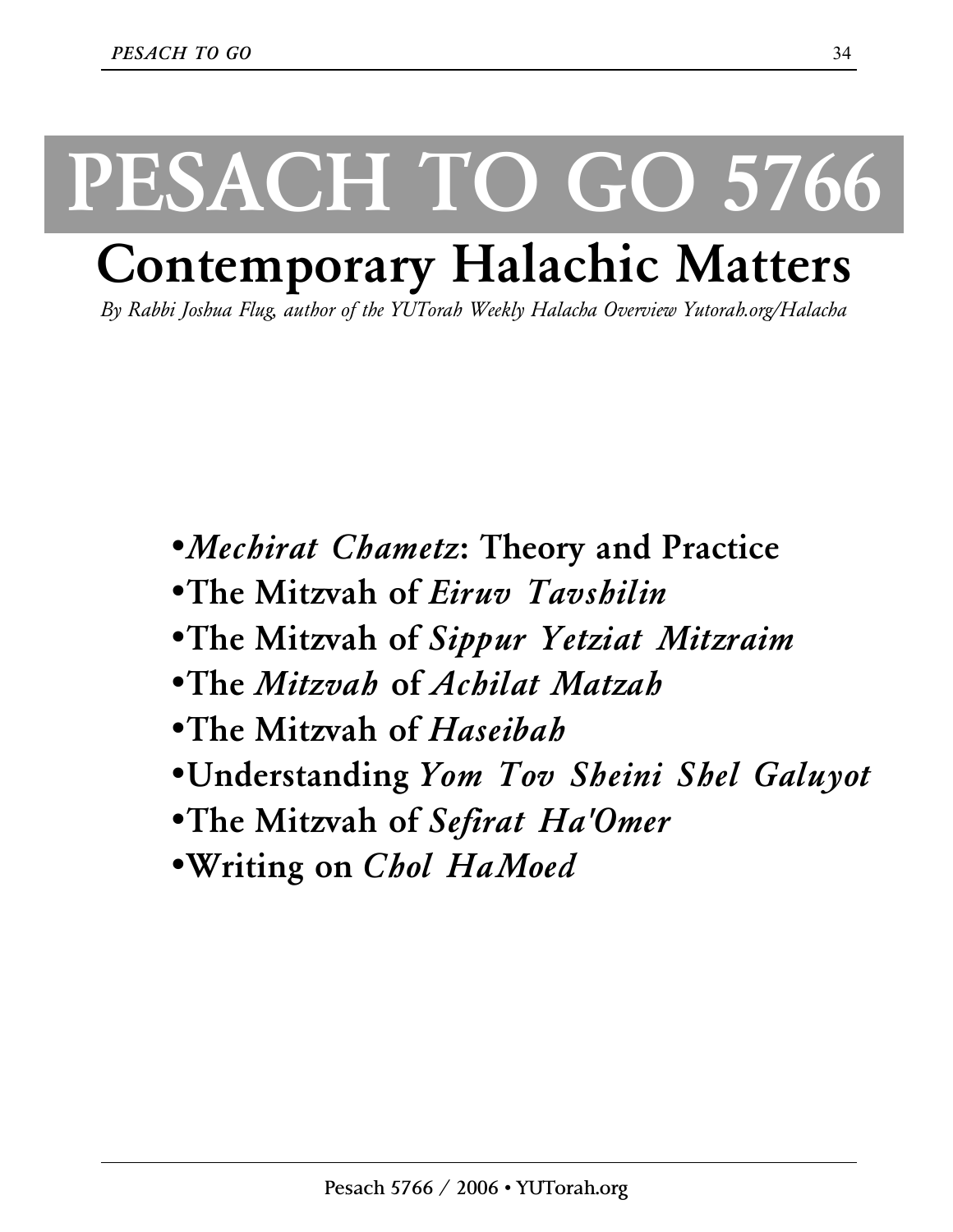# PESACH TO GO 5766

## Contemporary Halachic Matters

*By Rabbi Joshua Flug, author of the YUTorah Weekly Halacha Overview Yutorah.org/Halacha*

- ***Mechirat Chametz*: Theory and Practice**
- **The Mitzvah of *Eiruv Tavshilin***
- **The Mitzvah of *Sippur Yetziat Mitzraim***
- **The *Mitzvah* of *Achilat Matzah***
- **The Mitzvah of *Haseibah***
- **Understanding *Yom Tov Sheini Shel Galuyot***
- **The Mitzvah of *Sefirat Ha'Omer***
- **Writing on *Chol HaMoed***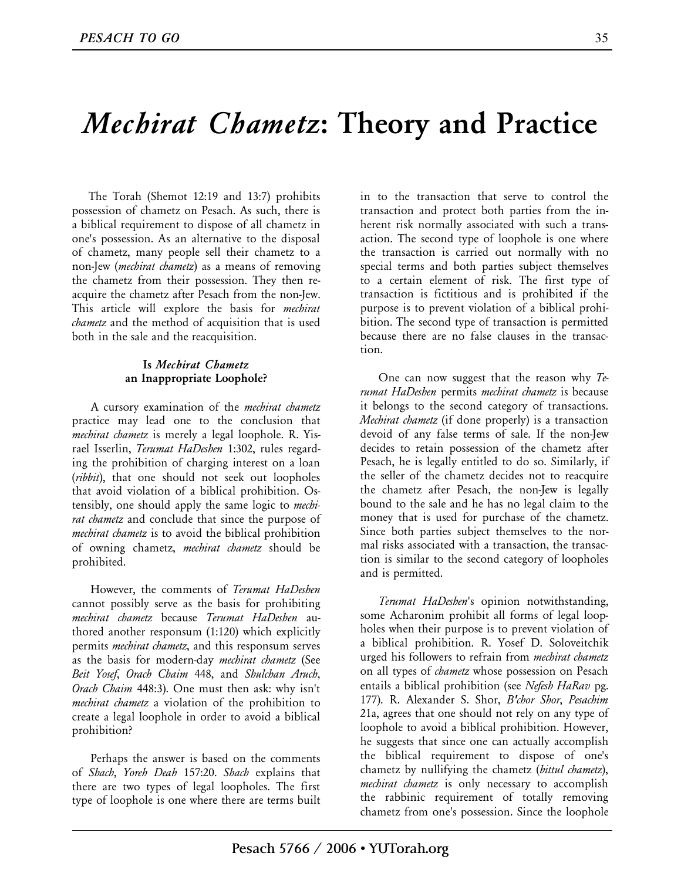# *Mechirat Chametz*: Theory and Practice

The Torah (Shemot 12:19 and 13:7) prohibits possession of chametz on Pesach. As such, there is a biblical requirement to dispose of all chametz in one's possession. As an alternative to the disposal of chametz, many people sell their chametz to a non-Jew (*mechirat chametz*) as a means of removing the chametz from their possession. They then reacquire the chametz after Pesach from the non-Jew. This article will explore the basis for *mechirat chametz* and the method of acquisition that is used both in the sale and the reacquisition.

### Is *Mechirat Chametz* an Inappropriate Loophole?

A cursory examination of the *mechirat chametz* practice may lead one to the conclusion that *mechirat chametz* is merely a legal loophole. R. Yisrael Isserlin, *Terumat HaDeshen* 1:302, rules regarding the prohibition of charging interest on a loan (*ribbit*), that one should not seek out loopholes that avoid violation of a biblical prohibition. Ostensibly, one should apply the same logic to *mechirat chametz* and conclude that since the purpose of *mechirat chametz* is to avoid the biblical prohibition of owning chametz, *mechirat chametz* should be prohibited.

However, the comments of *Terumat HaDeshen* cannot possibly serve as the basis for prohibiting *mechirat chametz* because *Terumat HaDeshen* authored another responsum (1:120) which explicitly permits *mechirat chametz*, and this responsum serves as the basis for modern-day *mechirat chametz* (See *Beit Yosef*, *Orach Chaim* 448, and *Shulchan Aruch*, *Orach Chaim* 448:3). One must then ask: why isn't *mechirat chametz* a violation of the prohibition to create a legal loophole in order to avoid a biblical prohibition?

Perhaps the answer is based on the comments of *Shach*, *Yoreh Deah* 157:20. *Shach* explains that there are two types of legal loopholes. The first type of loophole is one where there are terms built in to the transaction that serve to control the transaction and protect both parties from the inherent risk normally associated with such a transaction. The second type of loophole is one where the transaction is carried out normally with no special terms and both parties subject themselves to a certain element of risk. The first type of transaction is fictitious and is prohibited if the purpose is to prevent violation of a biblical prohibition. The second type of transaction is permitted because there are no false clauses in the transaction.

One can now suggest that the reason why *Terumat HaDeshen* permits *mechirat chametz* is because it belongs to the second category of transactions. *Mechirat chametz* (if done properly) is a transaction devoid of any false terms of sale. If the non-Jew decides to retain possession of the chametz after Pesach, he is legally entitled to do so. Similarly, if the seller of the chametz decides not to reacquire the chametz after Pesach, the non-Jew is legally bound to the sale and he has no legal claim to the money that is used for purchase of the chametz. Since both parties subject themselves to the normal risks associated with a transaction, the transaction is similar to the second category of loopholes and is permitted.

*Terumat HaDeshen*'s opinion notwithstanding, some Acharonim prohibit all forms of legal loopholes when their purpose is to prevent violation of a biblical prohibition. R. Yosef D. Soloveitchik urged his followers to refrain from *mechirat chametz* on all types of *chametz* whose possession on Pesach entails a biblical prohibition (see *Nefesh HaRav* pg. 177). R. Alexander S. Shor, *B'chor Shor*, *Pesachim* 21a, agrees that one should not rely on any type of loophole to avoid a biblical prohibition. However, he suggests that since one can actually accomplish the biblical requirement to dispose of one's chametz by nullifying the chametz (*bittul chametz*), *mechirat chametz* is only necessary to accomplish the rabbinic requirement of totally removing chametz from one's possession. Since the loophole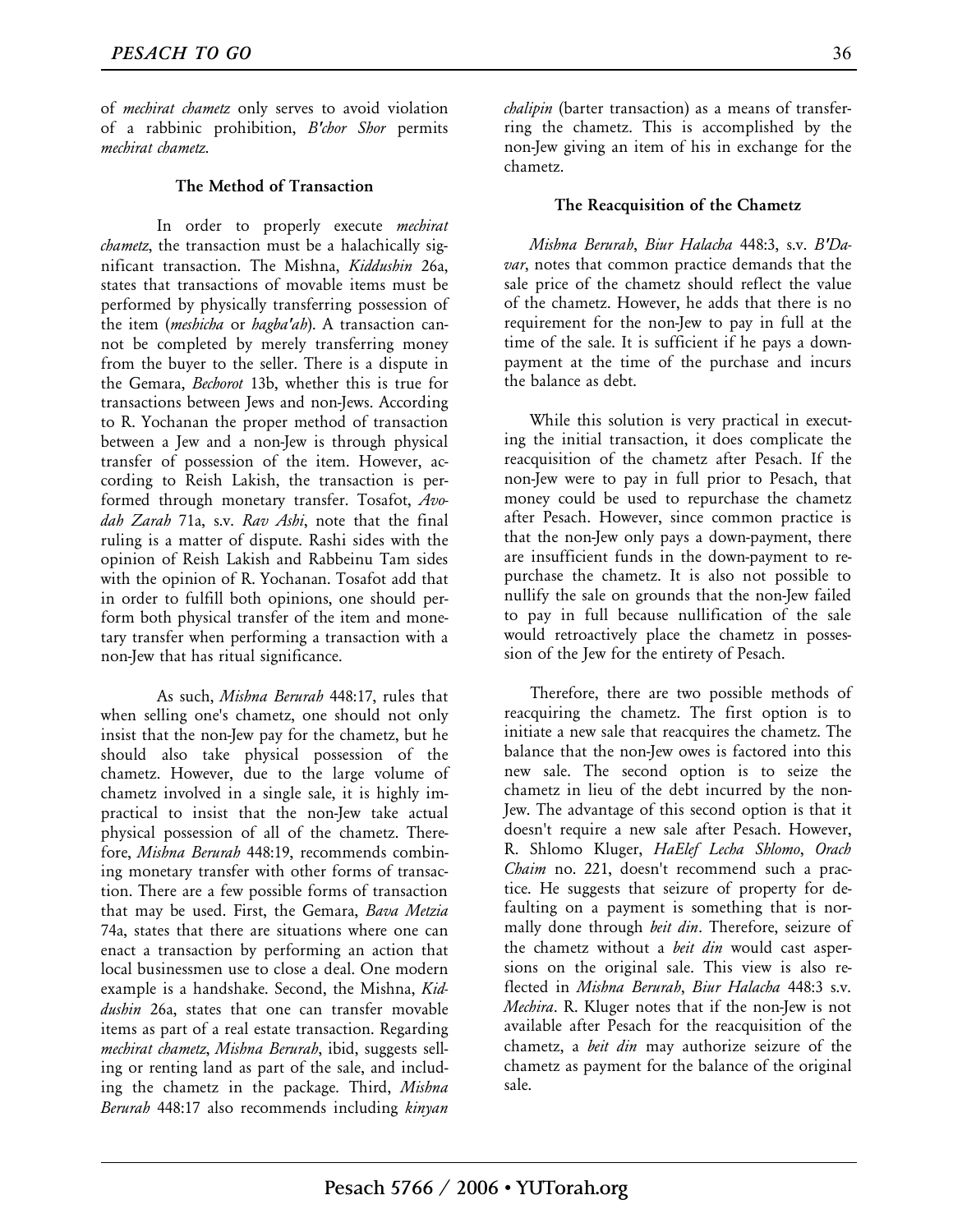of *mechirat chametz* only serves to avoid violation of a rabbinic prohibition, *B'chor Shor* permits *mechirat chametz*.

### The Method of Transaction

In order to properly execute *mechirat chametz*, the transaction must be a halachically significant transaction. The Mishna, *Kiddushin* 26a, states that transactions of movable items must be performed by physically transferring possession of the item (*meshicha* or *hagba'ah*). A transaction cannot be completed by merely transferring money from the buyer to the seller. There is a dispute in the Gemara, *Bechorot* 13b, whether this is true for transactions between Jews and non-Jews. According to R. Yochanan the proper method of transaction between a Jew and a non-Jew is through physical transfer of possession of the item. However, according to Reish Lakish, the transaction is performed through monetary transfer. Tosafot, *Avodah Zarah* 71a, s.v. *Rav Ashi*, note that the final ruling is a matter of dispute. Rashi sides with the opinion of Reish Lakish and Rabbeinu Tam sides with the opinion of R. Yochanan. Tosafot add that in order to fulfill both opinions, one should perform both physical transfer of the item and monetary transfer when performing a transaction with a non-Jew that has ritual significance.

As such, *Mishna Berurah* 448:17, rules that when selling one's chametz, one should not only insist that the non-Jew pay for the chametz, but he should also take physical possession of the chametz. However, due to the large volume of chametz involved in a single sale, it is highly impractical to insist that the non-Jew take actual physical possession of all of the chametz. Therefore, *Mishna Berurah* 448:19, recommends combining monetary transfer with other forms of transaction. There are a few possible forms of transaction that may be used. First, the Gemara, *Bava Metzia* 74a, states that there are situations where one can enact a transaction by performing an action that local businessmen use to close a deal. One modern example is a handshake. Second, the Mishna, *Kiddushin* 26a, states that one can transfer movable items as part of a real estate transaction. Regarding *mechirat chametz*, *Mishna Berurah*, ibid, suggests selling or renting land as part of the sale, and including the chametz in the package. Third, *Mishna Berurah* 448:17 also recommends including *kinyan chalipin* (barter transaction) as a means of transferring the chametz. This is accomplished by the non-Jew giving an item of his in exchange for the chametz.

### The Reacquisition of the Chametz

*Mishna Berurah*, *Biur Halacha* 448:3, s.v. *B'Davar*, notes that common practice demands that the sale price of the chametz should reflect the value of the chametz. However, he adds that there is no requirement for the non-Jew to pay in full at the time of the sale. It is sufficient if he pays a down-payment at the time of the purchase and incurs the balance as debt.

While this solution is very practical in executing the initial transaction, it does complicate the reacquisition of the chametz after Pesach. If the non-Jew were to pay in full prior to Pesach, that money could be used to repurchase the chametz after Pesach. However, since common practice is that the non-Jew only pays a down-payment, there are insufficient funds in the down-payment to repurchase the chametz. It is also not possible to nullify the sale on grounds that the non-Jew failed to pay in full because nullification of the sale would retroactively place the chametz in possession of the Jew for the entirety of Pesach.

Therefore, there are two possible methods of reacquiring the chametz. The first option is to initiate a new sale that reacquires the chametz. The balance that the non-Jew owes is factored into this new sale. The second option is to seize the chametz in lieu of the debt incurred by the non-Jew. The advantage of this second option is that it doesn't require a new sale after Pesach. However, R. Shlomo Kluger, *HaElef Lecha Shlomo*, *Orach Chaim* no. 221, doesn't recommend such a practice. He suggests that seizure of property for defaulting on a payment is something that is normally done through *beit din*. Therefore, seizure of the chametz without a *beit din* would cast aspersions on the original sale. This view is also reflected in *Mishna Berurah*, *Biur Halacha* 448:3 s.v. *Mechira*. R. Kluger notes that if the non-Jew is not available after Pesach for the reacquisition of the chametz, a *beit din* may authorize seizure of the chametz as payment for the balance of the original sale.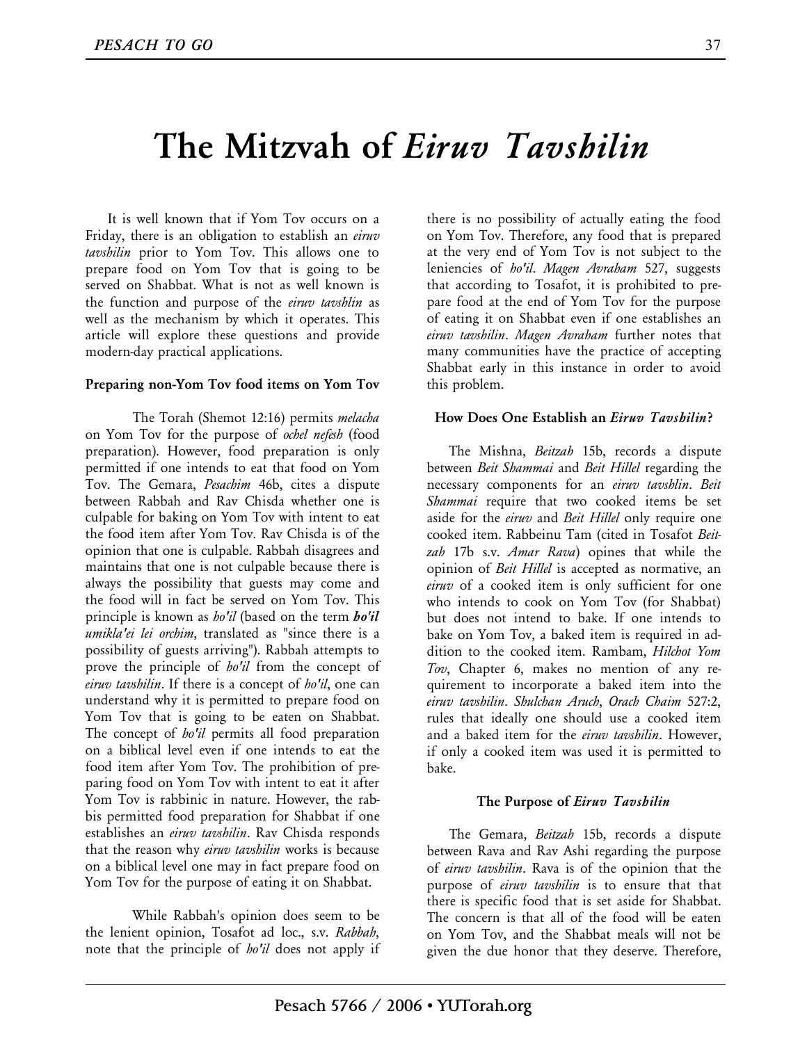# The Mitzvah of *Eiruv Tavshilin*

It is well known that if Yom Tov occurs on a Friday, there is an obligation to establish an *eiruv tavshilin* prior to Yom Tov. This allows one to prepare food on Yom Tov that is going to be served on Shabbat. What is not as well known is the function and purpose of the *eiruv tavshlin* as well as the mechanism by which it operates. This article will explore these questions and provide modern-day practical applications.

**Preparing non-Yom Tov food items on Yom Tov**

The Torah (Shemot 12:16) permits *melacha* on Yom Tov for the purpose of *ochel nefesh* (food preparation). However, food preparation is only permitted if one intends to eat that food on Yom Tov. The Gemara, *Pesachim* 46b, cites a dispute between Rabbah and Rav Chisda whether one is culpable for baking on Yom Tov with intent to eat the food item after Yom Tov. Rav Chisda is of the opinion that one is culpable. Rabbah disagrees and maintains that one is not culpable because there is always the possibility that guests may come and the food will in fact be served on Yom Tov. This principle is known as *ho'il* (based on the term ***ho'il** umikla'ei lei orchim*, translated as "since there is a possibility of guests arriving"). Rabbah attempts to prove the principle of *ho'il* from the concept of *eiruv tavshilin*. If there is a concept of *ho'il*, one can understand why it is permitted to prepare food on Yom Tov that is going to be eaten on Shabbat. The concept of *ho'il* permits all food preparation on a biblical level even if one intends to eat the food item after Yom Tov. The prohibition of preparing food on Yom Tov with intent to eat it after Yom Tov is rabbinic in nature. However, the rabbis permitted food preparation for Shabbat if one establishes an *eiruv tavshilin*. Rav Chisda responds that the reason why *eiruv tavshilin* works is because on a biblical level one may in fact prepare food on Yom Tov for the purpose of eating it on Shabbat.

While Rabbah's opinion does seem to be the lenient opinion, Tosafot ad loc., s.v. *Rabbah*, note that the principle of *ho'il* does not apply if there is no possibility of actually eating the food on Yom Tov. Therefore, any food that is prepared at the very end of Yom Tov is not subject to the leniencies of *ho'il*. *Magen Avraham* 527, suggests that according to Tosafot, it is prohibited to prepare food at the end of Yom Tov for the purpose of eating it on Shabbat even if one establishes an *eiruv tavshilin*. *Magen Avraham* further notes that many communities have the practice of accepting Shabbat early in this instance in order to avoid this problem.

**How Does One Establish an *Eiruv Tavshilin*?**

The Mishna, *Beitzah* 15b, records a dispute between *Beit Shammai* and *Beit Hillel* regarding the necessary components for an *eiruv tavshlin*. *Beit Shammai* require that two cooked items be set aside for the *eiruv* and *Beit Hillel* only require one cooked item. Rabbeinu Tam (cited in Tosafot *Beitzah* 17b s.v. *Amar Rava*) opines that while the opinion of *Beit Hillel* is accepted as normative, an *eiruv* of a cooked item is only sufficient for one who intends to cook on Yom Tov (for Shabbat) but does not intend to bake. If one intends to bake on Yom Tov, a baked item is required in addition to the cooked item. Rambam, *Hilchot Yom Tov*, Chapter 6, makes no mention of any requirement to incorporate a baked item into the *eiruv tavshilin*. *Shulchan Aruch*, *Orach Chaim* 527:2, rules that ideally one should use a cooked item and a baked item for the *eiruv tavshilin*. However, if only a cooked item was used it is permitted to bake.

**The Purpose of *Eiruv Tavshilin***

The Gemara, *Beitzah* 15b, records a dispute between Rava and Rav Ashi regarding the purpose of *eiruv tavshilin*. Rava is of the opinion that the purpose of *eiruv tavshilin* is to ensure that that there is specific food that is set aside for Shabbat. The concern is that all of the food will be eaten on Yom Tov, and the Shabbat meals will not be given the due honor that they deserve. Therefore,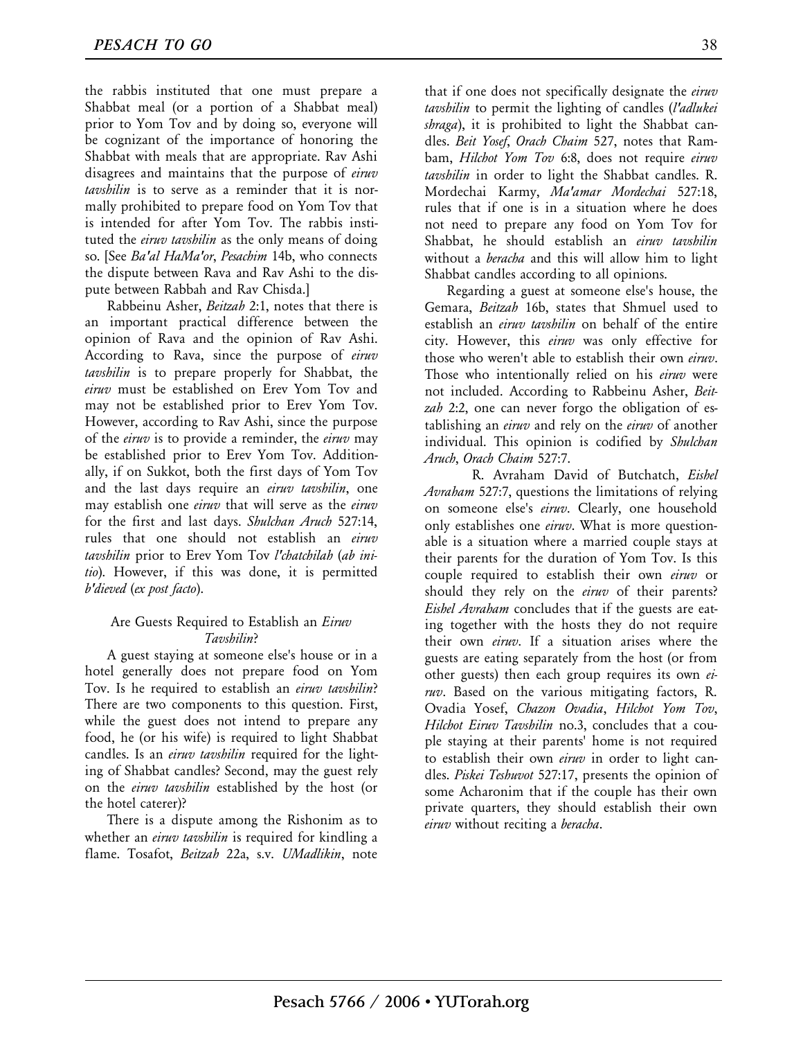the rabbis instituted that one must prepare a Shabbat meal (or a portion of a Shabbat meal) prior to Yom Tov and by doing so, everyone will be cognizant of the importance of honoring the Shabbat with meals that are appropriate. Rav Ashi disagrees and maintains that the purpose of *eiruv tavshilin* is to serve as a reminder that it is normally prohibited to prepare food on Yom Tov that is intended for after Yom Tov. The rabbis instituted the *eiruv tavshilin* as the only means of doing so. [See *Ba'al HaMa'or*, *Pesachim* 14b, who connects the dispute between Rava and Rav Ashi to the dispute between Rabbah and Rav Chisda.]

Rabbeinu Asher, *Beitzah* 2:1, notes that there is an important practical difference between the opinion of Rava and the opinion of Rav Ashi. According to Rava, since the purpose of *eiruv tavshilin* is to prepare properly for Shabbat, the *eiruv* must be established on Erev Yom Tov and may not be established prior to Erev Yom Tov. However, according to Rav Ashi, since the purpose of the *eiruv* is to provide a reminder, the *eiruv* may be established prior to Erev Yom Tov. Additionally, if on Sukkot, both the first days of Yom Tov and the last days require an *eiruv tavshilin*, one may establish one *eiruv* that will serve as the *eiruv* for the first and last days. *Shulchan Aruch* 527:14, rules that one should not establish an *eiruv tavshilin* prior to Erev Yom Tov *l'chatchilah* (*ab initio*). However, if this was done, it is permitted *b'dieved* (*ex post facto*).

### Are Guests Required to Establish an *Eiruv Tavshilin*?

A guest staying at someone else's house or in a hotel generally does not prepare food on Yom Tov. Is he required to establish an *eiruv tavshilin*? There are two components to this question. First, while the guest does not intend to prepare any food, he (or his wife) is required to light Shabbat candles. Is an *eiruv tavshilin* required for the lighting of Shabbat candles? Second, may the guest rely on the *eiruv tavshilin* established by the host (or the hotel caterer)?

There is a dispute among the Rishonim as to whether an *eiruv tavshilin* is required for kindling a flame. Tosafot, *Beitzah* 22a, s.v. *UMadlikin*, note that if one does not specifically designate the *eiruv tavshilin* to permit the lighting of candles (*l'adlukei shraga*), it is prohibited to light the Shabbat candles. *Beit Yosef*, *Orach Chaim* 527, notes that Rambam, *Hilchot Yom Tov* 6:8, does not require *eiruv tavshilin* in order to light the Shabbat candles. R. Mordechai Karmy, *Ma'amar Mordechai* 527:18, rules that if one is in a situation where he does not need to prepare any food on Yom Tov for Shabbat, he should establish an *eiruv tavshilin* without a *beracha* and this will allow him to light Shabbat candles according to all opinions.

Regarding a guest at someone else's house, the Gemara, *Beitzah* 16b, states that Shmuel used to establish an *eiruv tavshilin* on behalf of the entire city. However, this *eiruv* was only effective for those who weren't able to establish their own *eiruv*. Those who intentionally relied on his *eiruv* were not included. According to Rabbeinu Asher, *Beitzah* 2:2, one can never forgo the obligation of establishing an *eiruv* and rely on the *eiruv* of another individual. This opinion is codified by *Shulchan Aruch*, *Orach Chaim* 527:7.

R. Avraham David of Butchatch, *Eishel Avraham* 527:7, questions the limitations of relying on someone else's *eiruv*. Clearly, one household only establishes one *eiruv*. What is more questionable is a situation where a married couple stays at their parents for the duration of Yom Tov. Is this couple required to establish their own *eiruv* or should they rely on the *eiruv* of their parents? *Eishel Avraham* concludes that if the guests are eating together with the hosts they do not require their own *eiruv*. If a situation arises where the guests are eating separately from the host (or from other guests) then each group requires its own *eiruv*. Based on the various mitigating factors, R. Ovadia Yosef, *Chazon Ovadia*, *Hilchot Yom Tov*, *Hilchot Eiruv Tavshilin* no.3, concludes that a couple staying at their parents' home is not required to establish their own *eiruv* in order to light candles. *Piskei Teshuvot* 527:17, presents the opinion of some Acharonim that if the couple has their own private quarters, they should establish their own *eiruv* without reciting a *beracha*.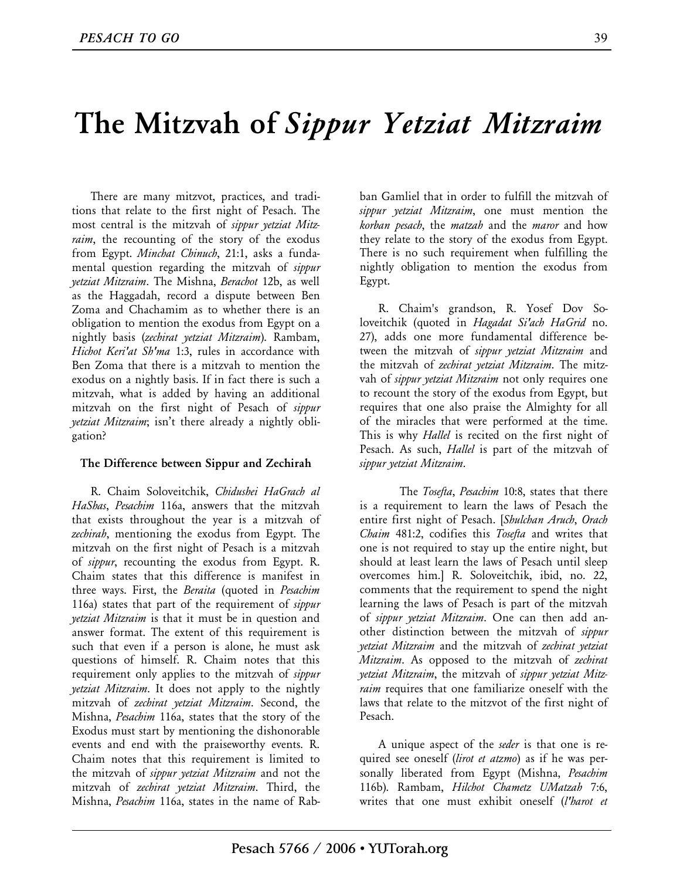// The Mitzvah of *Sippur Yetziat Mitzraim*

There are many mitzvot, practices, and traditions that relate to the first night of Pesach. The most central is the mitzvah of *sippur yetziat Mitzraim*, the recounting of the story of the exodus from Egypt. *Minchat Chinuch*, 21:1, asks a fundamental question regarding the mitzvah of *sippur yetziat Mitzraim*. The Mishna, *Berachot* 12b, as well as the Haggadah, record a dispute between Ben Zoma and Chachamim as to whether there is an obligation to mention the exodus from Egypt on a nightly basis (*zechirat yetziat Mitzraim*). Rambam, *Hichot Keri'at Sh'ma* 1:3, rules in accordance with Ben Zoma that there is a mitzvah to mention the exodus on a nightly basis. If in fact there is such a mitzvah, what is added by having an additional mitzvah on the first night of Pesach of *sippur yetziat Mitzraim*; isn't there already a nightly obligation?

**The Difference between Sippur and Zechirah**

R. Chaim Soloveitchik, *Chidushei HaGrach al HaShas*, *Pesachim* 116a, answers that the mitzvah that exists throughout the year is a mitzvah of *zechirah*, mentioning the exodus from Egypt. The mitzvah on the first night of Pesach is a mitzvah of *sippur*, recounting the exodus from Egypt. R. Chaim states that this difference is manifest in three ways. First, the *Beraita* (quoted in *Pesachim* 116a) states that part of the requirement of *sippur yetziat Mitzraim* is that it must be in question and answer format. The extent of this requirement is such that even if a person is alone, he must ask questions of himself. R. Chaim notes that this requirement only applies to the mitzvah of *sippur yetziat Mitzraim*. It does not apply to the nightly mitzvah of *zechirat yetziat Mitzraim*. Second, the Mishna, *Pesachim* 116a, states that the story of the Exodus must start by mentioning the dishonorable events and end with the praiseworthy events. R. Chaim notes that this requirement is limited to the mitzvah of *sippur yetziat Mitzraim* and not the mitzvah of *zechirat yetziat Mitzraim*. Third, the Mishna, *Pesachim* 116a, states in the name of Raban Gamliel that in order to fulfill the mitzvah of *sippur yetziat Mitzraim*, one must mention the *korban pesach*, the *matzah* and the *maror* and how they relate to the story of the exodus from Egypt. There is no such requirement when fulfilling the nightly obligation to mention the exodus from Egypt.

R. Chaim's grandson, R. Yosef Dov Soloveitchik (quoted in *Hagadat Si'ach HaGrid* no. 27), adds one more fundamental difference between the mitzvah of *sippur yetziat Mitzraim* and the mitzvah of *zechirat yetziat Mitzraim*. The mitzvah of *sippur yetziat Mitzraim* not only requires one to recount the story of the exodus from Egypt, but requires that one also praise the Almighty for all of the miracles that were performed at the time. This is why *Hallel* is recited on the first night of Pesach. As such, *Hallel* is part of the mitzvah of *sippur yetziat Mitzraim*.

The *Tosefta*, *Pesachim* 10:8, states that there is a requirement to learn the laws of Pesach the entire first night of Pesach. [*Shulchan Aruch*, *Orach Chaim* 481:2, codifies this *Tosefta* and writes that one is not required to stay up the entire night, but should at least learn the laws of Pesach until sleep overcomes him.] R. Soloveitchik, ibid, no. 22, comments that the requirement to spend the night learning the laws of Pesach is part of the mitzvah of *sippur yetziat Mitzraim*. One can then add another distinction between the mitzvah of *sippur yetziat Mitzraim* and the mitzvah of *zechirat yetziat Mitzraim*. As opposed to the mitzvah of *zechirat yetziat Mitzraim*, the mitzvah of *sippur yetziat Mitzraim* requires that one familiarize oneself with the laws that relate to the mitzvot of the first night of Pesach.

A unique aspect of the *seder* is that one is required see oneself (*lirot et atzmo*) as if he was personally liberated from Egypt (Mishna, *Pesachim* 116b). Rambam, *Hilchot Chametz UMatzah* 7:6, writes that one must exhibit oneself (*l'harot et*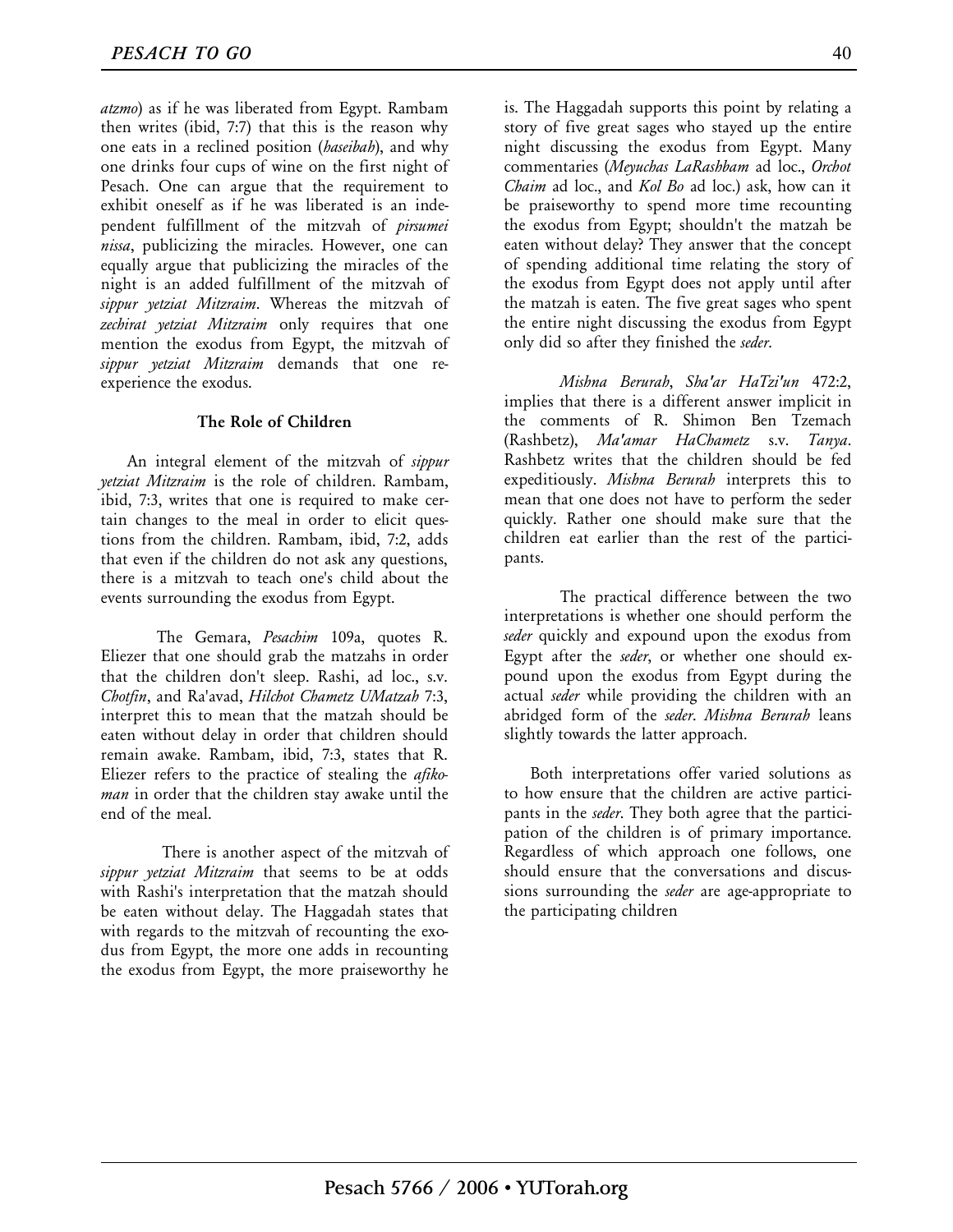*atzmo*) as if he was liberated from Egypt. Rambam then writes (ibid, 7:7) that this is the reason why one eats in a reclined position (*haseibah*), and why one drinks four cups of wine on the first night of Pesach. One can argue that the requirement to exhibit oneself as if he was liberated is an independent fulfillment of the mitzvah of *pirsumei nissa*, publicizing the miracles. However, one can equally argue that publicizing the miracles of the night is an added fulfillment of the mitzvah of *sippur yetziat Mitzraim*. Whereas the mitzvah of *zechirat yetziat Mitzraim* only requires that one mention the exodus from Egypt, the mitzvah of *sippur yetziat Mitzraim* demands that one re-experience the exodus.

**The Role of Children**

An integral element of the mitzvah of *sippur yetziat Mitzraim* is the role of children. Rambam, ibid, 7:3, writes that one is required to make certain changes to the meal in order to elicit questions from the children. Rambam, ibid, 7:2, adds that even if the children do not ask any questions, there is a mitzvah to teach one's child about the events surrounding the exodus from Egypt.

The Gemara, *Pesachim* 109a, quotes R. Eliezer that one should grab the matzahs in order that the children don't sleep. Rashi, ad loc., s.v. *Chotfin*, and Ra'avad, *Hilchot Chametz UMatzah* 7:3, interpret this to mean that the matzah should be eaten without delay in order that children should remain awake. Rambam, ibid, 7:3, states that R. Eliezer refers to the practice of stealing the *afikoman* in order that the children stay awake until the end of the meal.

There is another aspect of the mitzvah of *sippur yetziat Mitzraim* that seems to be at odds with Rashi's interpretation that the matzah should be eaten without delay. The Haggadah states that with regards to the mitzvah of recounting the exodus from Egypt, the more one adds in recounting the exodus from Egypt, the more praiseworthy he is. The Haggadah supports this point by relating a story of five great sages who stayed up the entire night discussing the exodus from Egypt. Many commentaries (*Meyuchas LaRashbam* ad loc., *Orchot Chaim* ad loc., and *Kol Bo* ad loc.) ask, how can it be praiseworthy to spend more time recounting the exodus from Egypt; shouldn't the matzah be eaten without delay? They answer that the concept of spending additional time relating the story of the exodus from Egypt does not apply until after the matzah is eaten. The five great sages who spent the entire night discussing the exodus from Egypt only did so after they finished the *seder*.

*Mishna Berurah*, *Sha'ar HaTzi'un* 472:2, implies that there is a different answer implicit in the comments of R. Shimon Ben Tzemach (Rashbetz), *Ma'amar HaChametz* s.v. *Tanya*. Rashbetz writes that the children should be fed expeditiously. *Mishna Berurah* interprets this to mean that one does not have to perform the seder quickly. Rather one should make sure that the children eat earlier than the rest of the participants.

The practical difference between the two interpretations is whether one should perform the *seder* quickly and expound upon the exodus from Egypt after the *seder*, or whether one should expound upon the exodus from Egypt during the actual *seder* while providing the children with an abridged form of the *seder*. *Mishna Berurah* leans slightly towards the latter approach.

Both interpretations offer varied solutions as to how ensure that the children are active participants in the *seder*. They both agree that the participation of the children is of primary importance. Regardless of which approach one follows, one should ensure that the conversations and discussions surrounding the *seder* are age-appropriate to the participating children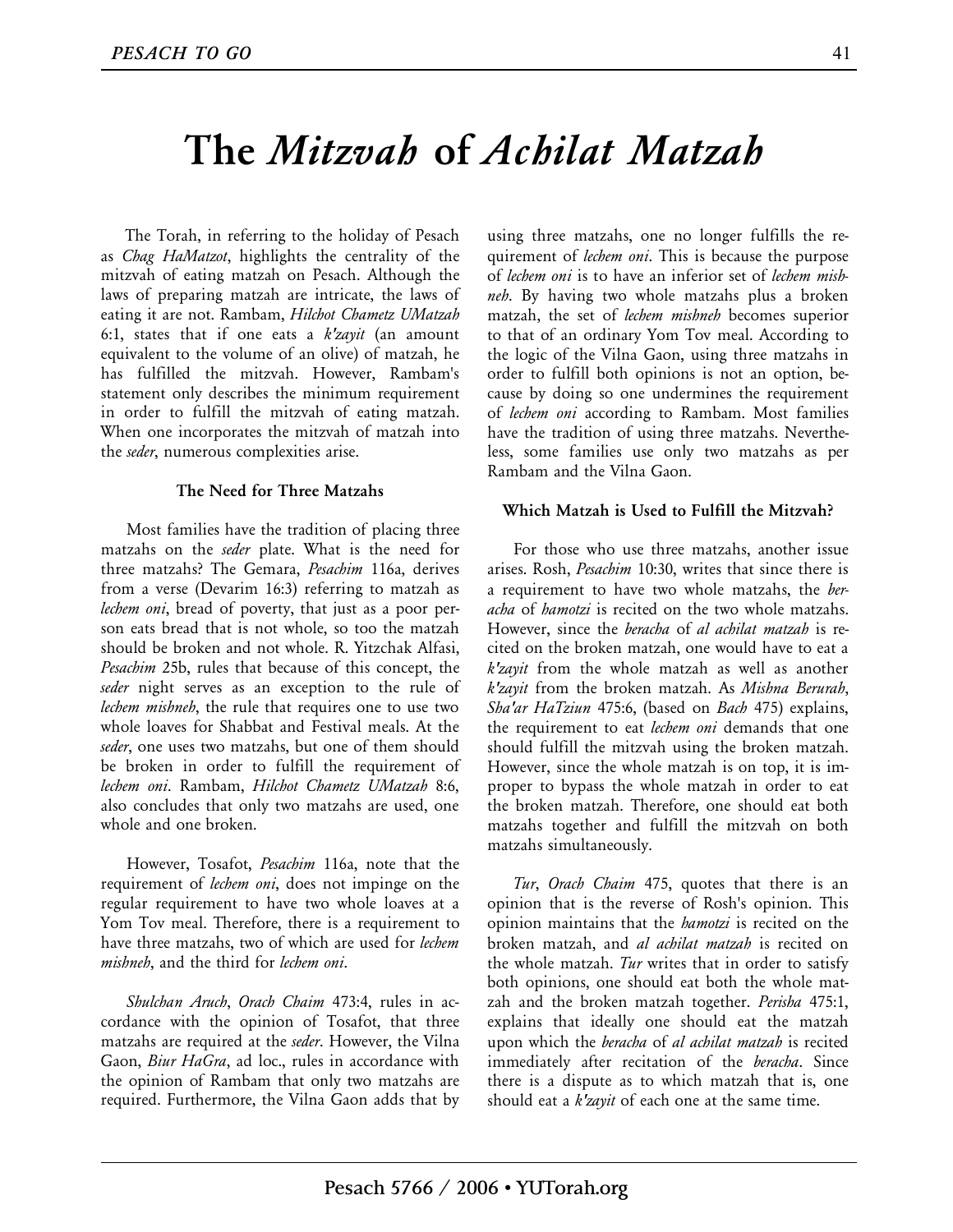# The *Mitzvah* of *Achilat Matzah*

The Torah, in referring to the holiday of Pesach as *Chag HaMatzot*, highlights the centrality of the mitzvah of eating matzah on Pesach. Although the laws of preparing matzah are intricate, the laws of eating it are not. Rambam, *Hilchot Chametz UMatzah* 6:1, states that if one eats a *k'zayit* (an amount equivalent to the volume of an olive) of matzah, he has fulfilled the mitzvah. However, Rambam's statement only describes the minimum requirement in order to fulfill the mitzvah of eating matzah. When one incorporates the mitzvah of matzah into the *seder*, numerous complexities arise.

### The Need for Three Matzahs

Most families have the tradition of placing three matzahs on the *seder* plate. What is the need for three matzahs? The Gemara, *Pesachim* 116a, derives from a verse (Devarim 16:3) referring to matzah as *lechem oni*, bread of poverty, that just as a poor person eats bread that is not whole, so too the matzah should be broken and not whole. R. Yitzchak Alfasi, *Pesachim* 25b, rules that because of this concept, the *seder* night serves as an exception to the rule of *lechem mishneh*, the rule that requires one to use two whole loaves for Shabbat and Festival meals. At the *seder*, one uses two matzahs, but one of them should be broken in order to fulfill the requirement of *lechem oni*. Rambam, *Hilchot Chametz UMatzah* 8:6, also concludes that only two matzahs are used, one whole and one broken.

However, Tosafot, *Pesachim* 116a, note that the requirement of *lechem oni*, does not impinge on the regular requirement to have two whole loaves at a Yom Tov meal. Therefore, there is a requirement to have three matzahs, two of which are used for *lechem mishneh*, and the third for *lechem oni*.

*Shulchan Aruch*, *Orach Chaim* 473:4, rules in accordance with the opinion of Tosafot, that three matzahs are required at the *seder*. However, the Vilna Gaon, *Biur HaGra*, ad loc., rules in accordance with the opinion of Rambam that only two matzahs are required. Furthermore, the Vilna Gaon adds that by using three matzahs, one no longer fulfills the requirement of *lechem oni*. This is because the purpose of *lechem oni* is to have an inferior set of *lechem mishneh*. By having two whole matzahs plus a broken matzah, the set of *lechem mishneh* becomes superior to that of an ordinary Yom Tov meal. According to the logic of the Vilna Gaon, using three matzahs in order to fulfill both opinions is not an option, because by doing so one undermines the requirement of *lechem oni* according to Rambam. Most families have the tradition of using three matzahs. Nevertheless, some families use only two matzahs as per Rambam and the Vilna Gaon.

### Which Matzah is Used to Fulfill the Mitzvah?

For those who use three matzahs, another issue arises. Rosh, *Pesachim* 10:30, writes that since there is a requirement to have two whole matzahs, the *beracha* of *hamotzi* is recited on the two whole matzahs. However, since the *beracha* of *al achilat matzah* is recited on the broken matzah, one would have to eat a *k'zayit* from the whole matzah as well as another *k'zayit* from the broken matzah. As *Mishna Berurah*, *Sha'ar HaTziun* 475:6, (based on *Bach* 475) explains, the requirement to eat *lechem oni* demands that one should fulfill the mitzvah using the broken matzah. However, since the whole matzah is on top, it is improper to bypass the whole matzah in order to eat the broken matzah. Therefore, one should eat both matzahs together and fulfill the mitzvah on both matzahs simultaneously.

*Tur*, *Orach Chaim* 475, quotes that there is an opinion that is the reverse of Rosh's opinion. This opinion maintains that the *hamotzi* is recited on the broken matzah, and *al achilat matzah* is recited on the whole matzah. *Tur* writes that in order to satisfy both opinions, one should eat both the whole matzah and the broken matzah together. *Perisha* 475:1, explains that ideally one should eat the matzah upon which the *beracha* of *al achilat matzah* is recited immediately after recitation of the *beracha*. Since there is a dispute as to which matzah that is, one should eat a *k'zayit* of each one at the same time.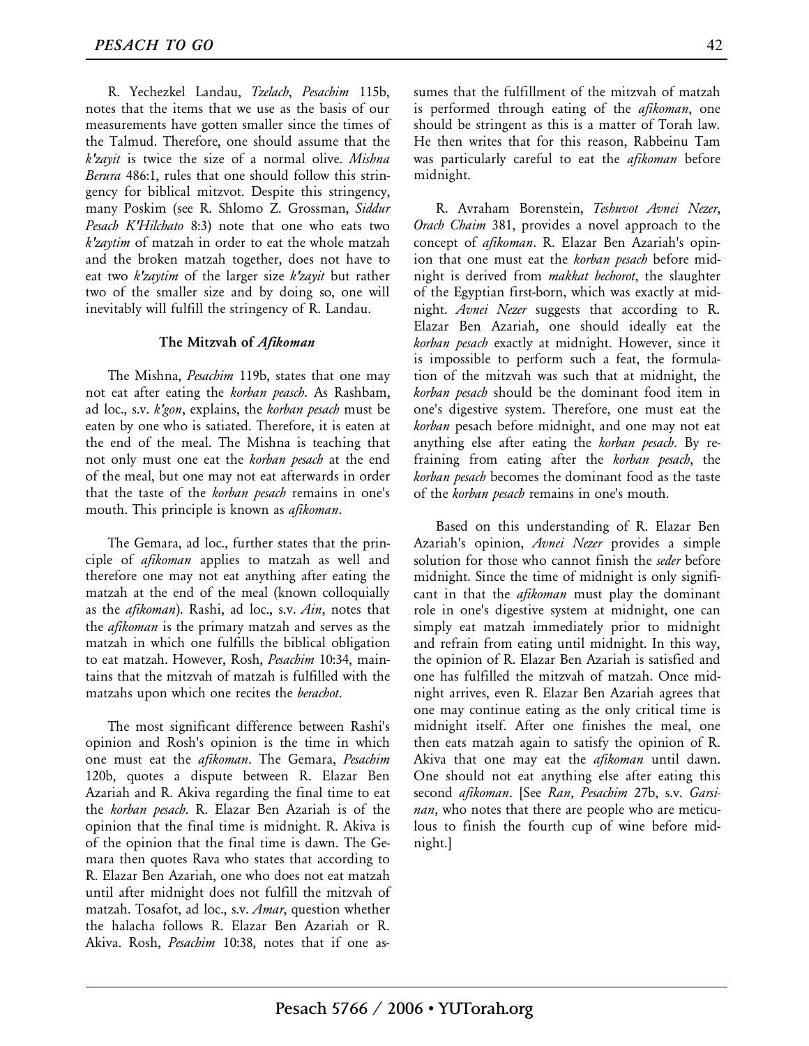R. Yechezkel Landau, *Tzelach*, *Pesachim* 115b, notes that the items that we use as the basis of our measurements have gotten smaller since the times of the Talmud. Therefore, one should assume that the *k'zayit* is twice the size of a normal olive. *Mishna Berura* 486:1, rules that one should follow this stringency for biblical mitzvot. Despite this stringency, many Poskim (see R. Shlomo Z. Grossman, *Siddur Pesach K'Hilchato* 8:3) note that one who eats two *k'zaytim* of matzah in order to eat the whole matzah and the broken matzah together, does not have to eat two *k'zaytim* of the larger size *k'zayit* but rather two of the smaller size and by doing so, one will inevitably will fulfill the stringency of R. Landau.

### The Mitzvah of *Afikoman*

The Mishna, *Pesachim* 119b, states that one may not eat after eating the *korban peasch*. As Rashbam, ad loc., s.v. *k'gon*, explains, the *korban pesach* must be eaten by one who is satiated. Therefore, it is eaten at the end of the meal. The Mishna is teaching that not only must one eat the *korban pesach* at the end of the meal, but one may not eat afterwards in order that the taste of the *korban pesach* remains in one's mouth. This principle is known as *afikoman*.

The Gemara, ad loc., further states that the principle of *afikoman* applies to matzah as well and therefore one may not eat anything after eating the matzah at the end of the meal (known colloquially as the *afikoman*). Rashi, ad loc., s.v. *Ain*, notes that the *afikoman* is the primary matzah and serves as the matzah in which one fulfills the biblical obligation to eat matzah. However, Rosh, *Pesachim* 10:34, maintains that the mitzvah of matzah is fulfilled with the matzahs upon which one recites the *berachot*.

The most significant difference between Rashi's opinion and Rosh's opinion is the time in which one must eat the *afikoman*. The Gemara, *Pesachim* 120b, quotes a dispute between R. Elazar Ben Azariah and R. Akiva regarding the final time to eat the *korban pesach*. R. Elazar Ben Azariah is of the opinion that the final time is midnight. R. Akiva is of the opinion that the final time is dawn. The Gemara then quotes Rava who states that according to R. Elazar Ben Azariah, one who does not eat matzah until after midnight does not fulfill the mitzvah of matzah. Tosafot, ad loc., s.v. *Amar*, question whether the halacha follows R. Elazar Ben Azariah or R. Akiva. Rosh, *Pesachim* 10:38, notes that if one assumes that the fulfillment of the mitzvah of matzah is performed through eating of the *afikoman*, one should be stringent as this is a matter of Torah law. He then writes that for this reason, Rabbeinu Tam was particularly careful to eat the *afikoman* before midnight.

R. Avraham Borenstein, *Teshuvot Avnei Nezer*, *Orach Chaim* 381, provides a novel approach to the concept of *afikoman*. R. Elazar Ben Azariah's opinion that one must eat the *korban pesach* before midnight is derived from *makkat bechorot*, the slaughter of the Egyptian first-born, which was exactly at midnight. *Avnei Nezer* suggests that according to R. Elazar Ben Azariah, one should ideally eat the *korban pesach* exactly at midnight. However, since it is impossible to perform such a feat, the formulation of the mitzvah was such that at midnight, the *korban pesach* should be the dominant food item in one's digestive system. Therefore, one must eat the *korban* pesach before midnight, and one may not eat anything else after eating the *korban pesach*. By refraining from eating after the *korban pesach*, the *korban pesach* becomes the dominant food as the taste of the *korban pesach* remains in one's mouth.

Based on this understanding of R. Elazar Ben Azariah's opinion, *Avnei Nezer* provides a simple solution for those who cannot finish the *seder* before midnight. Since the time of midnight is only significant in that the *afikoman* must play the dominant role in one's digestive system at midnight, one can simply eat matzah immediately prior to midnight and refrain from eating until midnight. In this way, the opinion of R. Elazar Ben Azariah is satisfied and one has fulfilled the mitzvah of matzah. Once midnight arrives, even R. Elazar Ben Azariah agrees that one may continue eating as the only critical time is midnight itself. After one finishes the meal, one then eats matzah again to satisfy the opinion of R. Akiva that one may eat the *afikoman* until dawn. One should not eat anything else after eating this second *afikoman*. [See *Ran*, *Pesachim* 27b, s.v. *Garsinan*, who notes that there are people who are meticulous to finish the fourth cup of wine before midnight.]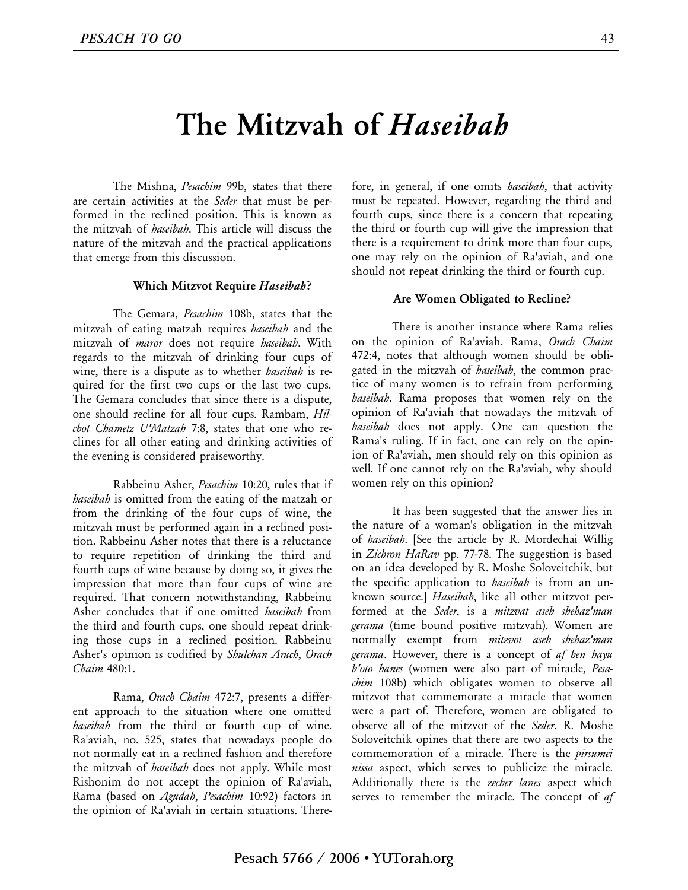# The Mitzvah of *Haseibah*

The Mishna, *Pesachim* 99b, states that there are certain activities at the *Seder* that must be performed in the reclined position. This is known as the mitzvah of *haseibah*. This article will discuss the nature of the mitzvah and the practical applications that emerge from this discussion.

### Which Mitzvot Require *Haseibah*?

The Gemara, *Pesachim* 108b, states that the mitzvah of eating matzah requires *haseibah* and the mitzvah of *maror* does not require *haseibah*. With regards to the mitzvah of drinking four cups of wine, there is a dispute as to whether *haseibah* is required for the first two cups or the last two cups. The Gemara concludes that since there is a dispute, one should recline for all four cups. Rambam, *Hilchot Chametz U'Matzah* 7:8, states that one who reclines for all other eating and drinking activities of the evening is considered praiseworthy.

Rabbeinu Asher, *Pesachim* 10:20, rules that if *haseibah* is omitted from the eating of the matzah or from the drinking of the four cups of wine, the mitzvah must be performed again in a reclined position. Rabbeinu Asher notes that there is a reluctance to require repetition of drinking the third and fourth cups of wine because by doing so, it gives the impression that more than four cups of wine are required. That concern notwithstanding, Rabbeinu Asher concludes that if one omitted *haseibah* from the third and fourth cups, one should repeat drinking those cups in a reclined position. Rabbeinu Asher's opinion is codified by *Shulchan Aruch*, *Orach Chaim* 480:1.

Rama, *Orach Chaim* 472:7, presents a different approach to the situation where one omitted *haseibah* from the third or fourth cup of wine. Ra'aviah, no. 525, states that nowadays people do not normally eat in a reclined fashion and therefore the mitzvah of *haseibah* does not apply. While most Rishonim do not accept the opinion of Ra'aviah, Rama (based on *Agudah*, *Pesachim* 10:92) factors in the opinion of Ra'aviah in certain situations. Therefore, in general, if one omits *haseibah*, that activity must be repeated. However, regarding the third and fourth cups, since there is a concern that repeating the third or fourth cup will give the impression that there is a requirement to drink more than four cups, one may rely on the opinion of Ra'aviah, and one should not repeat drinking the third or fourth cup.

### Are Women Obligated to Recline?

There is another instance where Rama relies on the opinion of Ra'aviah. Rama, *Orach Chaim* 472:4, notes that although women should be obligated in the mitzvah of *haseibah*, the common practice of many women is to refrain from performing *haseibah*. Rama proposes that women rely on the opinion of Ra'aviah that nowadays the mitzvah of *haseibah* does not apply. One can question the Rama's ruling. If in fact, one can rely on the opinion of Ra'aviah, men should rely on this opinion as well. If one cannot rely on the Ra'aviah, why should women rely on this opinion?

It has been suggested that the answer lies in the nature of a woman's obligation in the mitzvah of *haseibah*. [See the article by R. Mordechai Willig in *Zichron HaRav* pp. 77-78. The suggestion is based on an idea developed by R. Moshe Soloveitchik, but the specific application to *haseibah* is from an unknown source.] *Haseibah*, like all other mitzvot performed at the *Seder*, is a *mitzvat aseh shehaz'man gerama* (time bound positive mitzvah). Women are normally exempt from *mitzvot aseh shehaz'man gerama*. However, there is a concept of *af hen hayu b'oto hanes* (women were also part of miracle, *Pesachim* 108b) which obligates women to observe all mitzvot that commemorate a miracle that women were a part of. Therefore, women are obligated to observe all of the mitzvot of the *Seder*. R. Moshe Soloveitchik opines that there are two aspects to the commemoration of a miracle. There is the *pirsumei nissa* aspect, which serves to publicize the miracle. Additionally there is the *zecher lanes* aspect which serves to remember the miracle. The concept of *af*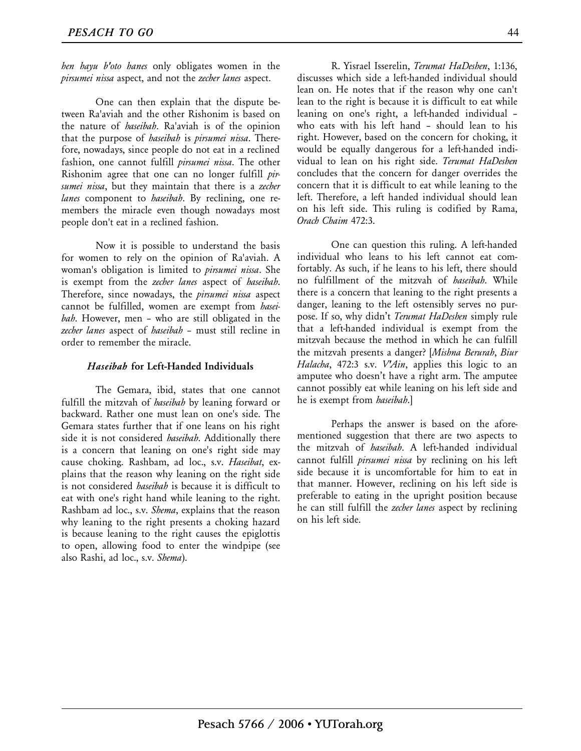*hen hayu b'oto hanes* only obligates women in the *pirsumei nissa* aspect, and not the *zecher lanes* aspect.

One can then explain that the dispute between Ra'aviah and the other Rishonim is based on the nature of *haseibah*. Ra'aviah is of the opinion that the purpose of *haseibah* is *pirsumei nissa*. Therefore, nowadays, since people do not eat in a reclined fashion, one cannot fulfill *pirsumei nissa*. The other Rishonim agree that one can no longer fulfill *pirsumei nissa*, but they maintain that there is a *zecher lanes* component to *haseibah*. By reclining, one remembers the miracle even though nowadays most people don't eat in a reclined fashion.

Now it is possible to understand the basis for women to rely on the opinion of Ra'aviah. A woman's obligation is limited to *pirsumei nissa*. She is exempt from the *zecher lanes* aspect of *haseibah*. Therefore, since nowadays, the *pirsumei nissa* aspect cannot be fulfilled, women are exempt from *haseibah*. However, men – who are still obligated in the *zecher lanes* aspect of *haseibah* – must still recline in order to remember the miracle.

#### ***Haseibah* for Left-Handed Individuals**

The Gemara, ibid, states that one cannot fulfill the mitzvah of *haseibah* by leaning forward or backward. Rather one must lean on one's side. The Gemara states further that if one leans on his right side it is not considered *haseibah*. Additionally there is a concern that leaning on one's right side may cause choking. Rashbam, ad loc., s.v. *Haseibat*, explains that the reason why leaning on the right side is not considered *haseibah* is because it is difficult to eat with one's right hand while leaning to the right. Rashbam ad loc., s.v. *Shema*, explains that the reason why leaning to the right presents a choking hazard is because leaning to the right causes the epiglottis to open, allowing food to enter the windpipe (see also Rashi, ad loc., s.v. *Shema*).

R. Yisrael Isserelin, *Terumat HaDeshen*, 1:136, discusses which side a left-handed individual should lean on. He notes that if the reason why one can't lean to the right is because it is difficult to eat while leaning on one's right, a left-handed individual – who eats with his left hand – should lean to his right. However, based on the concern for choking, it would be equally dangerous for a left-handed individual to lean on his right side. *Terumat HaDeshen* concludes that the concern for danger overrides the concern that it is difficult to eat while leaning to the left. Therefore, a left handed individual should lean on his left side. This ruling is codified by Rama, *Orach Chaim* 472:3.

One can question this ruling. A left-handed individual who leans to his left cannot eat comfortably. As such, if he leans to his left, there should no fulfillment of the mitzvah of *haseibah*. While there is a concern that leaning to the right presents a danger, leaning to the left ostensibly serves no purpose. If so, why didn't *Terumat HaDeshen* simply rule that a left-handed individual is exempt from the mitzvah because the method in which he can fulfill the mitzvah presents a danger? [*Mishna Berurah*, *Biur Halacha*, 472:3 s.v. *V'Ain*, applies this logic to an amputee who doesn't have a right arm. The amputee cannot possibly eat while leaning on his left side and he is exempt from *haseibah*.]

Perhaps the answer is based on the aforementioned suggestion that there are two aspects to the mitzvah of *haseibah*. A left-handed individual cannot fulfill *pirsumei nissa* by reclining on his left side because it is uncomfortable for him to eat in that manner. However, reclining on his left side is preferable to eating in the upright position because he can still fulfill the *zecher lanes* aspect by reclining on his left side.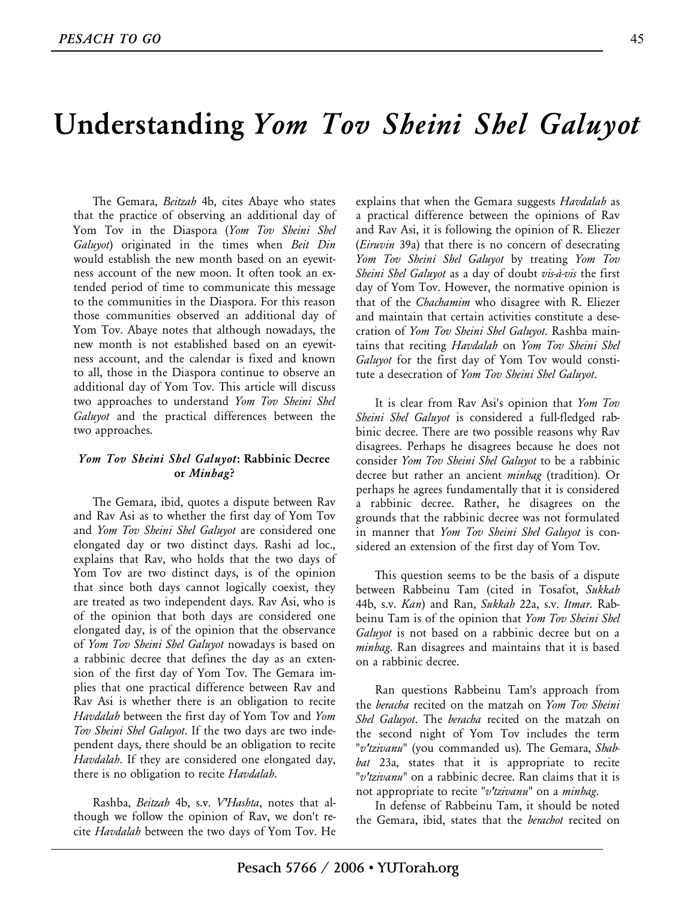# Understanding *Yom Tov Sheini Shel Galuyot*

The Gemara, *Beitzah* 4b, cites Abaye who states that the practice of observing an additional day of Yom Tov in the Diaspora (*Yom Tov Sheini Shel Galuyot*) originated in the times when *Beit Din* would establish the new month based on an eyewitness account of the new moon. It often took an extended period of time to communicate this message to the communities in the Diaspora. For this reason those communities observed an additional day of Yom Tov. Abaye notes that although nowadays, the new month is not established based on an eyewitness account, and the calendar is fixed and known to all, those in the Diaspora continue to observe an additional day of Yom Tov. This article will discuss two approaches to understand *Yom Tov Sheini Shel Galuyot* and the practical differences between the two approaches.

### *Yom Tov Sheini Shel Galuyot*: Rabbinic Decree or *Minhag*?

The Gemara, ibid, quotes a dispute between Rav and Rav Asi as to whether the first day of Yom Tov and *Yom Tov Sheini Shel Galuyot* are considered one elongated day or two distinct days. Rashi ad loc., explains that Rav, who holds that the two days of Yom Tov are two distinct days, is of the opinion that since both days cannot logically coexist, they are treated as two independent days. Rav Asi, who is of the opinion that both days are considered one elongated day, is of the opinion that the observance of *Yom Tov Sheini Shel Galuyot* nowadays is based on a rabbinic decree that defines the day as an extension of the first day of Yom Tov. The Gemara implies that one practical difference between Rav and Rav Asi is whether there is an obligation to recite *Havdalah* between the first day of Yom Tov and *Yom Tov Sheini Shel Galuyot*. If the two days are two independent days, there should be an obligation to recite *Havdalah*. If they are considered one elongated day, there is no obligation to recite *Havdalah*.

Rashba, *Beitzah* 4b, s.v. *V'Hashta*, notes that although we follow the opinion of Rav, we don't recite *Havdalah* between the two days of Yom Tov. He explains that when the Gemara suggests *Havdalah* as a practical difference between the opinions of Rav and Rav Asi, it is following the opinion of R. Eliezer (*Eiruvin* 39a) that there is no concern of desecrating *Yom Tov Sheini Shel Galuyot* by treating *Yom Tov Sheini Shel Galuyot* as a day of doubt *vis-à-vis* the first day of Yom Tov. However, the normative opinion is that of the *Chachamim* who disagree with R. Eliezer and maintain that certain activities constitute a desecration of *Yom Tov Sheini Shel Galuyot*. Rashba maintains that reciting *Havdalah* on *Yom Tov Sheini Shel Galuyot* for the first day of Yom Tov would constitute a desecration of *Yom Tov Sheini Shel Galuyot*.

It is clear from Rav Asi's opinion that *Yom Tov Sheini Shel Galuyot* is considered a full-fledged rabbinic decree. There are two possible reasons why Rav disagrees. Perhaps he disagrees because he does not consider *Yom Tov Sheini Shel Galuyot* to be a rabbinic decree but rather an ancient *minhag* (tradition). Or perhaps he agrees fundamentally that it is considered a rabbinic decree. Rather, he disagrees on the grounds that the rabbinic decree was not formulated in manner that *Yom Tov Sheini Shel Galuyot* is considered an extension of the first day of Yom Tov.

This question seems to be the basis of a dispute between Rabbeinu Tam (cited in Tosafot, *Sukkah* 44b, s.v. *Kan*) and Ran, *Sukkah* 22a, s.v. *Itmar*. Rabbeinu Tam is of the opinion that *Yom Tov Sheini Shel Galuyot* is not based on a rabbinic decree but on a *minhag*. Ran disagrees and maintains that it is based on a rabbinic decree.

Ran questions Rabbeinu Tam's approach from the *beracha* recited on the matzah on *Yom Tov Sheini Shel Galuyot*. The *beracha* recited on the matzah on the second night of Yom Tov includes the term "*v'tzivanu*" (you commanded us). The Gemara, *Shabbat* 23a, states that it is appropriate to recite "*v'tzivanu*" on a rabbinic decree. Ran claims that it is not appropriate to recite "*v'tzivanu*" on a *minhag*.

In defense of Rabbeinu Tam, it should be noted the Gemara, ibid, states that the *berachot* recited on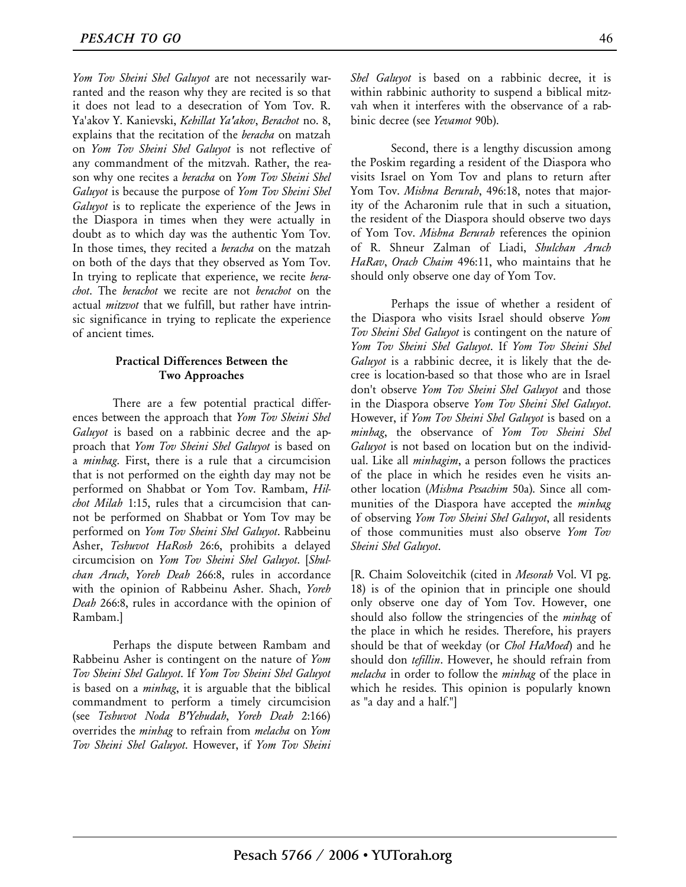*Yom Tov Sheini Shel Galuyot* are not necessarily warranted and the reason why they are recited is so that it does not lead to a desecration of Yom Tov. R. Ya'akov Y. Kanievski, *Kehillat Ya'akov*, *Berachot* no. 8, explains that the recitation of the *beracha* on matzah on *Yom Tov Sheini Shel Galuyot* is not reflective of any commandment of the mitzvah. Rather, the reason why one recites a *beracha* on *Yom Tov Sheini Shel Galuyot* is because the purpose of *Yom Tov Sheini Shel Galuyot* is to replicate the experience of the Jews in the Diaspora in times when they were actually in doubt as to which day was the authentic Yom Tov. In those times, they recited a *beracha* on the matzah on both of the days that they observed as Yom Tov. In trying to replicate that experience, we recite *berachot*. The *berachot* we recite are not *berachot* on the actual *mitzvot* that we fulfill, but rather have intrinsic significance in trying to replicate the experience of ancient times.

### Practical Differences Between the Two Approaches

There are a few potential practical differences between the approach that *Yom Tov Sheini Shel Galuyot* is based on a rabbinic decree and the approach that *Yom Tov Sheini Shel Galuyot* is based on a *minhag*. First, there is a rule that a circumcision that is not performed on the eighth day may not be performed on Shabbat or Yom Tov. Rambam, *Hilchot Milah* 1:15, rules that a circumcision that cannot be performed on Shabbat or Yom Tov may be performed on *Yom Tov Sheini Shel Galuyot*. Rabbeinu Asher, *Teshuvot HaRosh* 26:6, prohibits a delayed circumcision on *Yom Tov Sheini Shel Galuyot*. [*Shulchan Aruch*, *Yoreh Deah* 266:8, rules in accordance with the opinion of Rabbeinu Asher. Shach, *Yoreh Deah* 266:8, rules in accordance with the opinion of Rambam.]

Perhaps the dispute between Rambam and Rabbeinu Asher is contingent on the nature of *Yom Tov Sheini Shel Galuyot*. If *Yom Tov Sheini Shel Galuyot* is based on a *minhag*, it is arguable that the biblical commandment to perform a timely circumcision (see *Teshuvot Noda B'Yehudah*, *Yoreh Deah* 2:166) overrides the *minhag* to refrain from *melacha* on *Yom Tov Sheini Shel Galuyot*. However, if *Yom Tov Sheini Shel Galuyot* is based on a rabbinic decree, it is within rabbinic authority to suspend a biblical mitzvah when it interferes with the observance of a rabbinic decree (see *Yevamot* 90b).

Second, there is a lengthy discussion among the Poskim regarding a resident of the Diaspora who visits Israel on Yom Tov and plans to return after Yom Tov. *Mishna Berurah*, 496:18, notes that majority of the Acharonim rule that in such a situation, the resident of the Diaspora should observe two days of Yom Tov. *Mishna Berurah* references the opinion of R. Shneur Zalman of Liadi, *Shulchan Aruch HaRav*, *Orach Chaim* 496:11, who maintains that he should only observe one day of Yom Tov.

Perhaps the issue of whether a resident of the Diaspora who visits Israel should observe *Yom Tov Sheini Shel Galuyot* is contingent on the nature of *Yom Tov Sheini Shel Galuyot*. If *Yom Tov Sheini Shel Galuyot* is a rabbinic decree, it is likely that the decree is location-based so that those who are in Israel don't observe *Yom Tov Sheini Shel Galuyot* and those in the Diaspora observe *Yom Tov Sheini Shel Galuyot*. However, if *Yom Tov Sheini Shel Galuyot* is based on a *minhag*, the observance of *Yom Tov Sheini Shel Galuyot* is not based on location but on the individual. Like all *minhagim*, a person follows the practices of the place in which he resides even he visits another location (*Mishna Pesachim* 50a). Since all communities of the Diaspora have accepted the *minhag* of observing *Yom Tov Sheini Shel Galuyot*, all residents of those communities must also observe *Yom Tov Sheini Shel Galuyot*.

[R. Chaim Soloveitchik (cited in *Mesorah* Vol. VI pg. 18) is of the opinion that in principle one should only observe one day of Yom Tov. However, one should also follow the stringencies of the *minhag* of the place in which he resides. Therefore, his prayers should be that of weekday (or *Chol HaMoed*) and he should don *tefillin*. However, he should refrain from *melacha* in order to follow the *minhag* of the place in which he resides. This opinion is popularly known as "a day and a half."]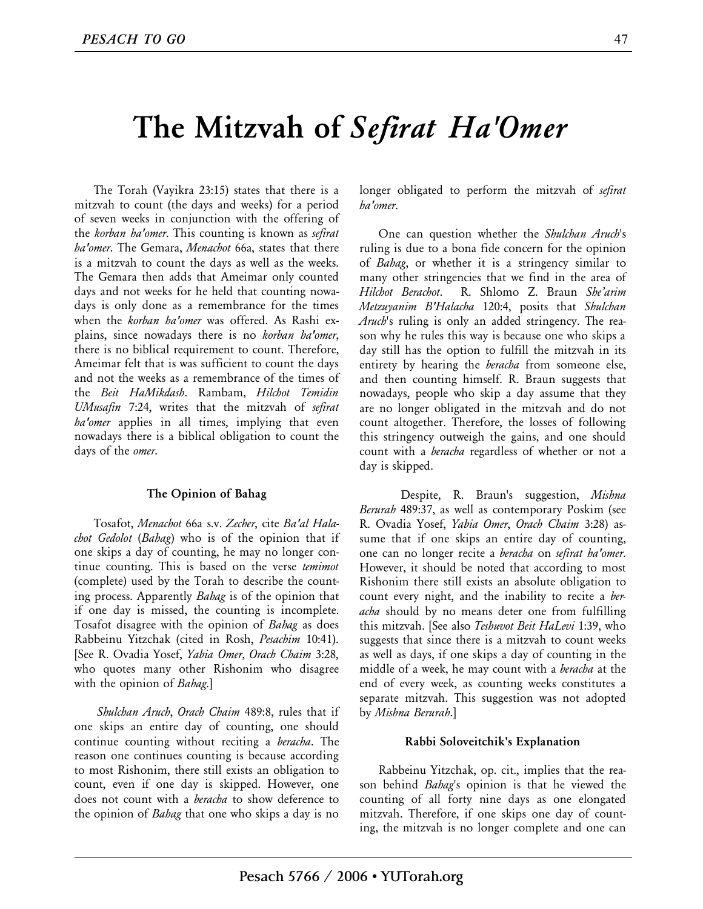# The Mitzvah of *Sefirat Ha'Omer*

The Torah (Vayikra 23:15) states that there is a mitzvah to count (the days and weeks) for a period of seven weeks in conjunction with the offering of the *korban ha'omer*. This counting is known as *sefirat ha'omer*. The Gemara, *Menachot* 66a, states that there is a mitzvah to count the days as well as the weeks. The Gemara then adds that Ameimar only counted days and not weeks for he held that counting nowadays is only done as a remembrance for the times when the *korban ha'omer* was offered. As Rashi explains, since nowadays there is no *korban ha'omer*, there is no biblical requirement to count. Therefore, Ameimar felt that is was sufficient to count the days and not the weeks as a remembrance of the times of the *Beit HaMikdash*. Rambam, *Hilchot Temidin UMusafin* 7:24, writes that the mitzvah of *sefirat ha'omer* applies in all times, implying that even nowadays there is a biblical obligation to count the days of the *omer*.

### The Opinion of Bahag

Tosafot, *Menachot* 66a s.v. *Zecher*, cite *Ba'al Halachot Gedolot* (*Bahag*) who is of the opinion that if one skips a day of counting, he may no longer continue counting. This is based on the verse *temimot* (complete) used by the Torah to describe the counting process. Apparently *Bahag* is of the opinion that if one day is missed, the counting is incomplete. Tosafot disagree with the opinion of *Bahag* as does Rabbeinu Yitzchak (cited in Rosh, *Pesachim* 10:41). [See R. Ovadia Yosef, *Yabia Omer*, *Orach Chaim* 3:28, who quotes many other Rishonim who disagree with the opinion of *Bahag*.]

*Shulchan Aruch*, *Orach Chaim* 489:8, rules that if one skips an entire day of counting, one should continue counting without reciting a *beracha*. The reason one continues counting is because according to most Rishonim, there still exists an obligation to count, even if one day is skipped. However, one does not count with a *beracha* to show deference to the opinion of *Bahag* that one who skips a day is no longer obligated to perform the mitzvah of *sefirat ha'omer*.

One can question whether the *Shulchan Aruch*'s ruling is due to a bona fide concern for the opinion of *Bahag*, or whether it is a stringency similar to many other stringencies that we find in the area of *Hilchot Berachot*. R. Shlomo Z. Braun *She'arim Metzuyanim B'Halacha* 120:4, posits that *Shulchan Aruch*'s ruling is only an added stringency. The reason why he rules this way is because one who skips a day still has the option to fulfill the mitzvah in its entirety by hearing the *beracha* from someone else, and then counting himself. R. Braun suggests that nowadays, people who skip a day assume that they are no longer obligated in the mitzvah and do not count altogether. Therefore, the losses of following this stringency outweigh the gains, and one should count with a *beracha* regardless of whether or not a day is skipped.

Despite, R. Braun's suggestion, *Mishna Berurah* 489:37, as well as contemporary Poskim (see R. Ovadia Yosef, *Yabia Omer*, *Orach Chaim* 3:28) assume that if one skips an entire day of counting, one can no longer recite a *beracha* on *sefirat ha'omer*. However, it should be noted that according to most Rishonim there still exists an absolute obligation to count every night, and the inability to recite a *beracha* should by no means deter one from fulfilling this mitzvah. [See also *Teshuvot Beit HaLevi* 1:39, who suggests that since there is a mitzvah to count weeks as well as days, if one skips a day of counting in the middle of a week, he may count with a *beracha* at the end of every week, as counting weeks constitutes a separate mitzvah. This suggestion was not adopted by *Mishna Berurah*.]

### Rabbi Soloveitchik's Explanation

Rabbeinu Yitzchak, op. cit., implies that the reason behind *Bahag*'s opinion is that he viewed the counting of all forty nine days as one elongated mitzvah. Therefore, if one skips one day of counting, the mitzvah is no longer complete and one can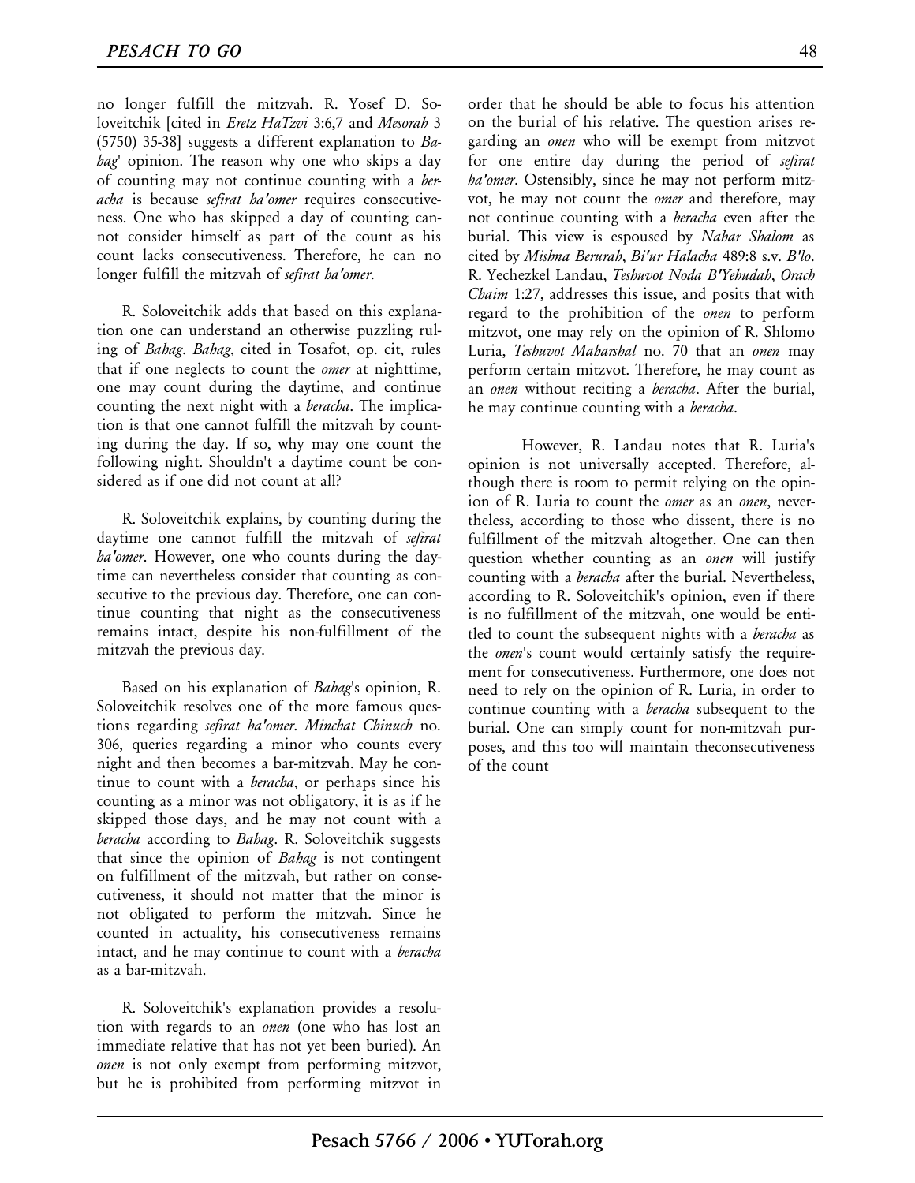no longer fulfill the mitzvah. R. Yosef D. Soloveitchik [cited in *Eretz HaTzvi* 3:6,7 and *Mesorah* 3 (5750) 35-38] suggests a different explanation to *Bahag*' opinion. The reason why one who skips a day of counting may not continue counting with a *beracha* is because *sefirat ha'omer* requires consecutiveness. One who has skipped a day of counting cannot consider himself as part of the count as his count lacks consecutiveness. Therefore, he can no longer fulfill the mitzvah of *sefirat ha'omer*.

R. Soloveitchik adds that based on this explanation one can understand an otherwise puzzling ruling of *Bahag*. *Bahag*, cited in Tosafot, op. cit, rules that if one neglects to count the *omer* at nighttime, one may count during the daytime, and continue counting the next night with a *beracha*. The implication is that one cannot fulfill the mitzvah by counting during the day. If so, why may one count the following night. Shouldn't a daytime count be considered as if one did not count at all?

R. Soloveitchik explains, by counting during the daytime one cannot fulfill the mitzvah of *sefirat ha'omer*. However, one who counts during the daytime can nevertheless consider that counting as consecutive to the previous day. Therefore, one can continue counting that night as the consecutiveness remains intact, despite his non-fulfillment of the mitzvah the previous day.

Based on his explanation of *Bahag*'s opinion, R. Soloveitchik resolves one of the more famous questions regarding *sefirat ha'omer*. *Minchat Chinuch* no. 306, queries regarding a minor who counts every night and then becomes a bar-mitzvah. May he continue to count with a *beracha*, or perhaps since his counting as a minor was not obligatory, it is as if he skipped those days, and he may not count with a *beracha* according to *Bahag*. R. Soloveitchik suggests that since the opinion of *Bahag* is not contingent on fulfillment of the mitzvah, but rather on consecutiveness, it should not matter that the minor is not obligated to perform the mitzvah. Since he counted in actuality, his consecutiveness remains intact, and he may continue to count with a *beracha* as a bar-mitzvah.

R. Soloveitchik's explanation provides a resolution with regards to an *onen* (one who has lost an immediate relative that has not yet been buried). An *onen* is not only exempt from performing mitzvot, but he is prohibited from performing mitzvot in order that he should be able to focus his attention on the burial of his relative. The question arises regarding an *onen* who will be exempt from mitzvot for one entire day during the period of *sefirat ha'omer*. Ostensibly, since he may not perform mitzvot, he may not count the *omer* and therefore, may not continue counting with a *beracha* even after the burial. This view is espoused by *Nahar Shalom* as cited by *Mishna Berurah*, *Bi'ur Halacha* 489:8 s.v. *B'lo*. R. Yechezkel Landau, *Teshuvot Noda B'Yehudah*, *Orach Chaim* 1:27, addresses this issue, and posits that with regard to the prohibition of the *onen* to perform mitzvot, one may rely on the opinion of R. Shlomo Luria, *Teshuvot Maharshal* no. 70 that an *onen* may perform certain mitzvot. Therefore, he may count as an *onen* without reciting a *beracha*. After the burial, he may continue counting with a *beracha*.

However, R. Landau notes that R. Luria's opinion is not universally accepted. Therefore, although there is room to permit relying on the opinion of R. Luria to count the *omer* as an *onen*, nevertheless, according to those who dissent, there is no fulfillment of the mitzvah altogether. One can then question whether counting as an *onen* will justify counting with a *beracha* after the burial. Nevertheless, according to R. Soloveitchik's opinion, even if there is no fulfillment of the mitzvah, one would be entitled to count the subsequent nights with a *beracha* as the *onen*'s count would certainly satisfy the requirement for consecutiveness. Furthermore, one does not need to rely on the opinion of R. Luria, in order to continue counting with a *beracha* subsequent to the burial. One can simply count for non-mitzvah purposes, and this too will maintain theconsecutiveness of the count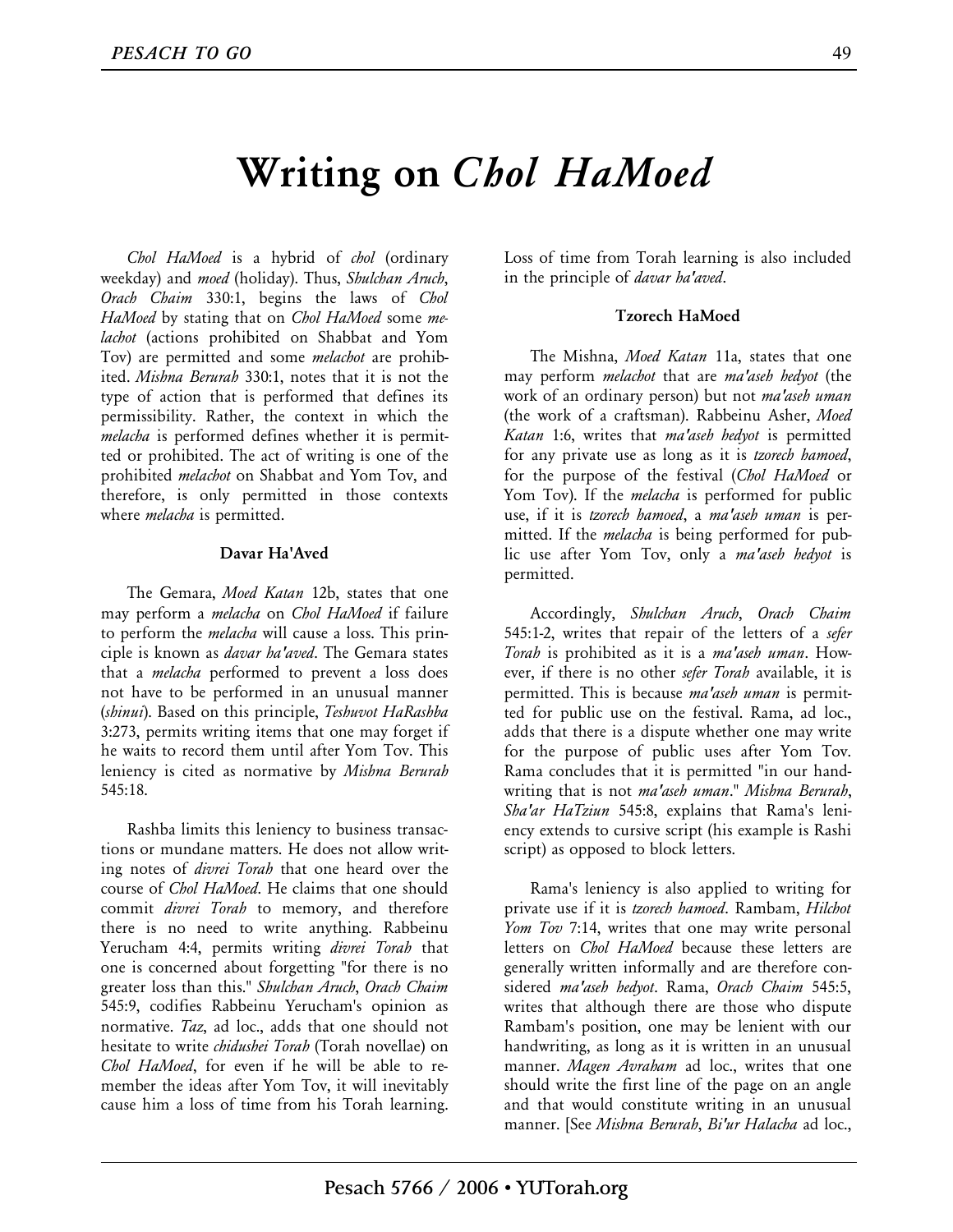# Writing on *Chol HaMoed*

*Chol HaMoed* is a hybrid of *chol* (ordinary weekday) and *moed* (holiday). Thus, *Shulchan Aruch*, *Orach Chaim* 330:1, begins the laws of *Chol HaMoed* by stating that on *Chol HaMoed* some *melachot* (actions prohibited on Shabbat and Yom Tov) are permitted and some *melachot* are prohibited. *Mishna Berurah* 330:1, notes that it is not the type of action that is performed that defines its permissibility. Rather, the context in which the *melacha* is performed defines whether it is permitted or prohibited. The act of writing is one of the prohibited *melachot* on Shabbat and Yom Tov, and therefore, is only permitted in those contexts where *melacha* is permitted.

### Davar Ha'Aved

The Gemara, *Moed Katan* 12b, states that one may perform a *melacha* on *Chol HaMoed* if failure to perform the *melacha* will cause a loss. This principle is known as *davar ha'aved*. The Gemara states that a *melacha* performed to prevent a loss does not have to be performed in an unusual manner (*shinui*). Based on this principle, *Teshuvot HaRashba* 3:273, permits writing items that one may forget if he waits to record them until after Yom Tov. This leniency is cited as normative by *Mishna Berurah* 545:18.

Rashba limits this leniency to business transactions or mundane matters. He does not allow writing notes of *divrei Torah* that one heard over the course of *Chol HaMoed*. He claims that one should commit *divrei Torah* to memory, and therefore there is no need to write anything. Rabbeinu Yerucham 4:4, permits writing *divrei Torah* that one is concerned about forgetting "for there is no greater loss than this." *Shulchan Aruch*, *Orach Chaim* 545:9, codifies Rabbeinu Yerucham's opinion as normative. *Taz*, ad loc., adds that one should not hesitate to write *chidushei Torah* (Torah novellae) on *Chol HaMoed*, for even if he will be able to remember the ideas after Yom Tov, it will inevitably cause him a loss of time from his Torah learning. Loss of time from Torah learning is also included in the principle of *davar ha'aved*.

### Tzorech HaMoed

The Mishna, *Moed Katan* 11a, states that one may perform *melachot* that are *ma'aseh hedyot* (the work of an ordinary person) but not *ma'aseh uman* (the work of a craftsman). Rabbeinu Asher, *Moed Katan* 1:6, writes that *ma'aseh hedyot* is permitted for any private use as long as it is *tzorech hamoed*, for the purpose of the festival (*Chol HaMoed* or Yom Tov). If the *melacha* is performed for public use, if it is *tzorech hamoed*, a *ma'aseh uman* is permitted. If the *melacha* is being performed for public use after Yom Tov, only a *ma'aseh hedyot* is permitted.

Accordingly, *Shulchan Aruch*, *Orach Chaim* 545:1-2, writes that repair of the letters of a *sefer Torah* is prohibited as it is a *ma'aseh uman*. However, if there is no other *sefer Torah* available, it is permitted. This is because *ma'aseh uman* is permitted for public use on the festival. Rama, ad loc., adds that there is a dispute whether one may write for the purpose of public uses after Yom Tov. Rama concludes that it is permitted "in our handwriting that is not *ma'aseh uman*." *Mishna Berurah*, *Sha'ar HaTziun* 545:8, explains that Rama's leniency extends to cursive script (his example is Rashi script) as opposed to block letters.

Rama's leniency is also applied to writing for private use if it is *tzorech hamoed*. Rambam, *Hilchot Yom Tov* 7:14, writes that one may write personal letters on *Chol HaMoed* because these letters are generally written informally and are therefore considered *ma'aseh hedyot*. Rama, *Orach Chaim* 545:5, writes that although there are those who dispute Rambam's position, one may be lenient with our handwriting, as long as it is written in an unusual manner. *Magen Avraham* ad loc., writes that one should write the first line of the page on an angle and that would constitute writing in an unusual manner. [See *Mishna Berurah*, *Bi'ur Halacha* ad loc.,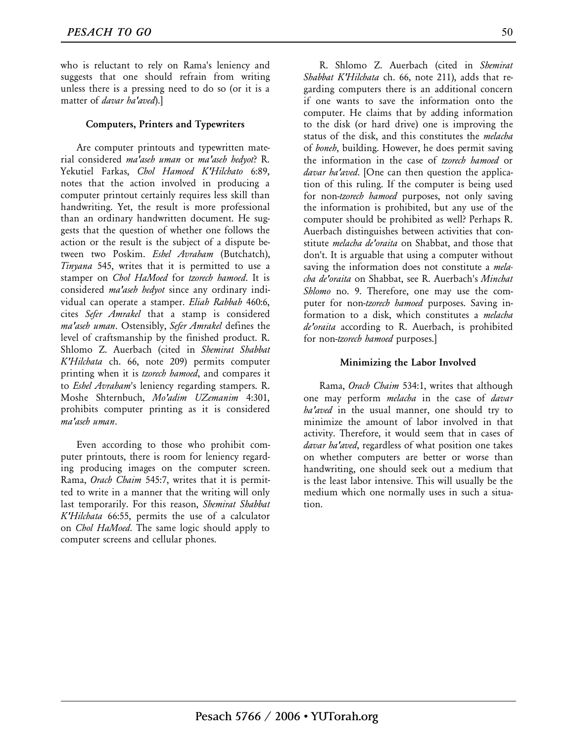who is reluctant to rely on Rama's leniency and suggests that one should refrain from writing unless there is a pressing need to do so (or it is a matter of *davar ha'aved*).]

### Computers, Printers and Typewriters

Are computer printouts and typewritten material considered *ma'aseh uman* or *ma'aseh hedyot*? R. Yekutiel Farkas, *Chol Hamoed K'Hilchato* 6:89, notes that the action involved in producing a computer printout certainly requires less skill than handwriting. Yet, the result is more professional than an ordinary handwritten document. He suggests that the question of whether one follows the action or the result is the subject of a dispute between two Poskim. *Eshel Avraham* (Butchatch), *Tinyana* 545, writes that it is permitted to use a stamper on *Chol HaMoed* for *tzorech hamoed*. It is considered *ma'aseh hedyot* since any ordinary individual can operate a stamper. *Eliah Rabbah* 460:6, cites *Sefer Amrakel* that a stamp is considered *ma'aseh uman*. Ostensibly, *Sefer Amrakel* defines the level of craftsmanship by the finished product. R. Shlomo Z. Auerbach (cited in *Shemirat Shabbat K'Hilchata* ch. 66, note 209) permits computer printing when it is *tzorech hamoed*, and compares it to *Eshel Avraham*'s leniency regarding stampers. R. Moshe Shternbuch, *Mo'adim UZemanim* 4:301, prohibits computer printing as it is considered *ma'aseh uman*.

Even according to those who prohibit computer printouts, there is room for leniency regarding producing images on the computer screen. Rama, *Orach Chaim* 545:7, writes that it is permitted to write in a manner that the writing will only last temporarily. For this reason, *Shemirat Shabbat K'Hilchata* 66:55, permits the use of a calculator on *Chol HaMoed*. The same logic should apply to computer screens and cellular phones.

R. Shlomo Z. Auerbach (cited in *Shemirat Shabbat K'Hilchata* ch. 66, note 211), adds that regarding computers there is an additional concern if one wants to save the information onto the computer. He claims that by adding information to the disk (or hard drive) one is improving the status of the disk, and this constitutes the *melacha* of *boneh*, building. However, he does permit saving the information in the case of *tzorech hamoed* or *davar ha'aved*. [One can then question the application of this ruling. If the computer is being used for non-*tzorech hamoed* purposes, not only saving the information is prohibited, but any use of the computer should be prohibited as well? Perhaps R. Auerbach distinguishes between activities that constitute *melacha de'oraita* on Shabbat, and those that don't. It is arguable that using a computer without saving the information does not constitute a *melacha de'oraita* on Shabbat, see R. Auerbach's *Minchat Shlomo* no. 9. Therefore, one may use the computer for non-*tzorech hamoed* purposes. Saving information to a disk, which constitutes a *melacha de'oraita* according to R. Auerbach, is prohibited for non-*tzorech hamoed* purposes.]

### Minimizing the Labor Involved

Rama, *Orach Chaim* 534:1, writes that although one may perform *melacha* in the case of *davar ha'aved* in the usual manner, one should try to minimize the amount of labor involved in that activity. Therefore, it would seem that in cases of *davar ha'aved*, regardless of what position one takes on whether computers are better or worse than handwriting, one should seek out a medium that is the least labor intensive. This will usually be the medium which one normally uses in such a situation.